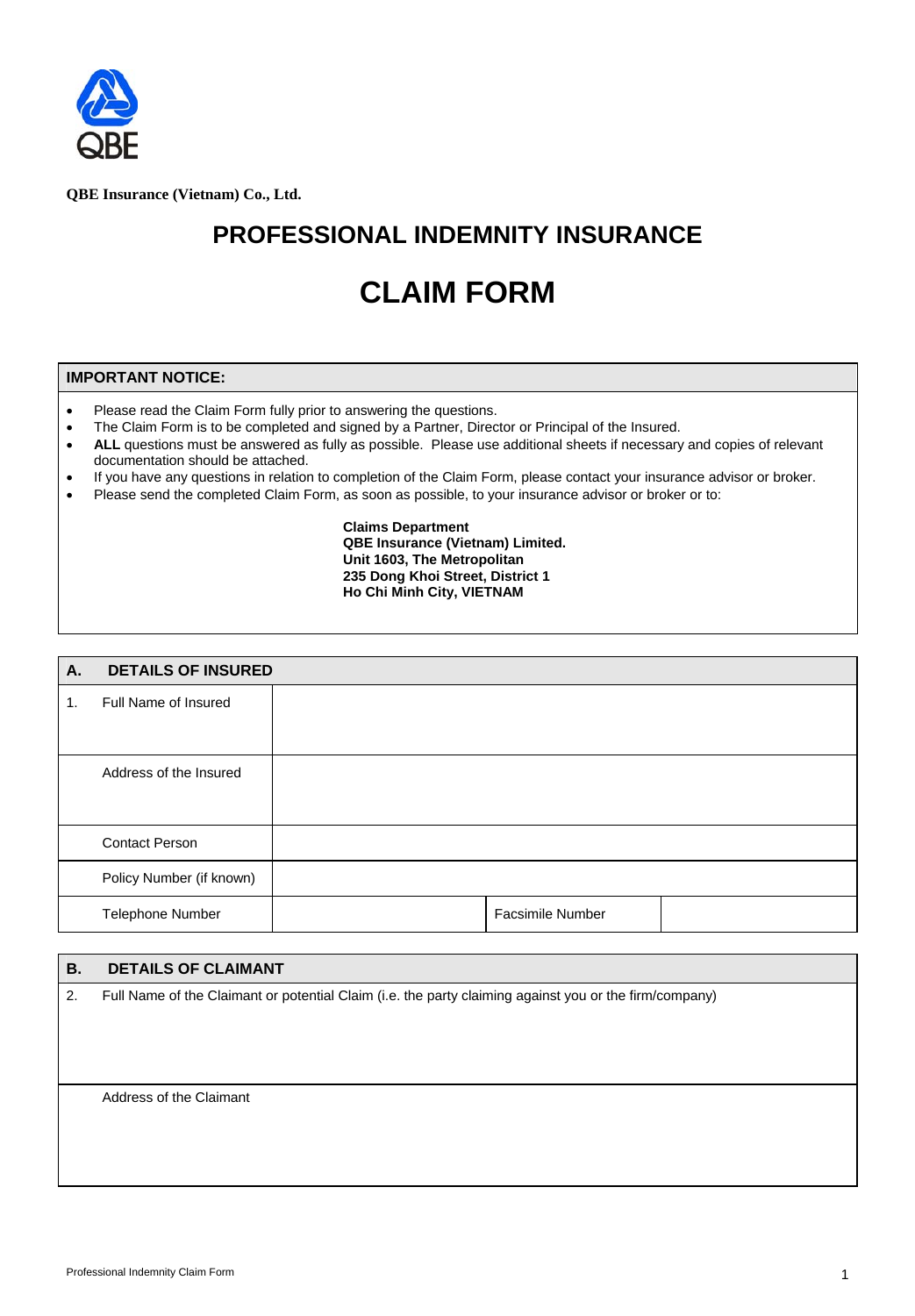**QBE Insurance (Vietnam) Co., Ltd.**

# PROFESSIONAL INDEMNITY INSURANCE

# CLAIM FORM

| **IMPORTANT NOTICE:** |
|---|
| • Please read the Claim Form fully prior to answering the questions.<br>• The Claim Form is to be completed and signed by a Partner, Director or Principal of the Insured.<br>• **ALL** questions must be answered as fully as possible. Please use additional sheets if necessary and copies of relevant documentation should be attached.<br>• If you have any questions in relation to completion of the Claim Form, please contact your insurance advisor or broker.<br>• Please send the completed Claim Form, as soon as possible, to your insurance advisor or broker or to:<br><br>**Claims Department**<br>**QBE Insurance (Vietnam) Limited.**<br>**Unit 1603, The Metropolitan**<br>**235 Dong Khoi Street, District 1**<br>**Ho Chi Minh City, VIETNAM** |

| **A.** | **DETAILS OF INSURED** | | | |
|---|---|---|---|---|
| 1. | Full Name of Insured | | | |
| | Address of the Insured | | | |
| | Contact Person | | | |
| | Policy Number (if known) | | | |
| | Telephone Number | | Facsimile Number | |

| **B.** | **DETAILS OF CLAIMANT** |
|---|---|
| 2. | Full Name of the Claimant or potential Claim (i.e. the party claiming against you or the firm/company) |
| | Address of the Claimant |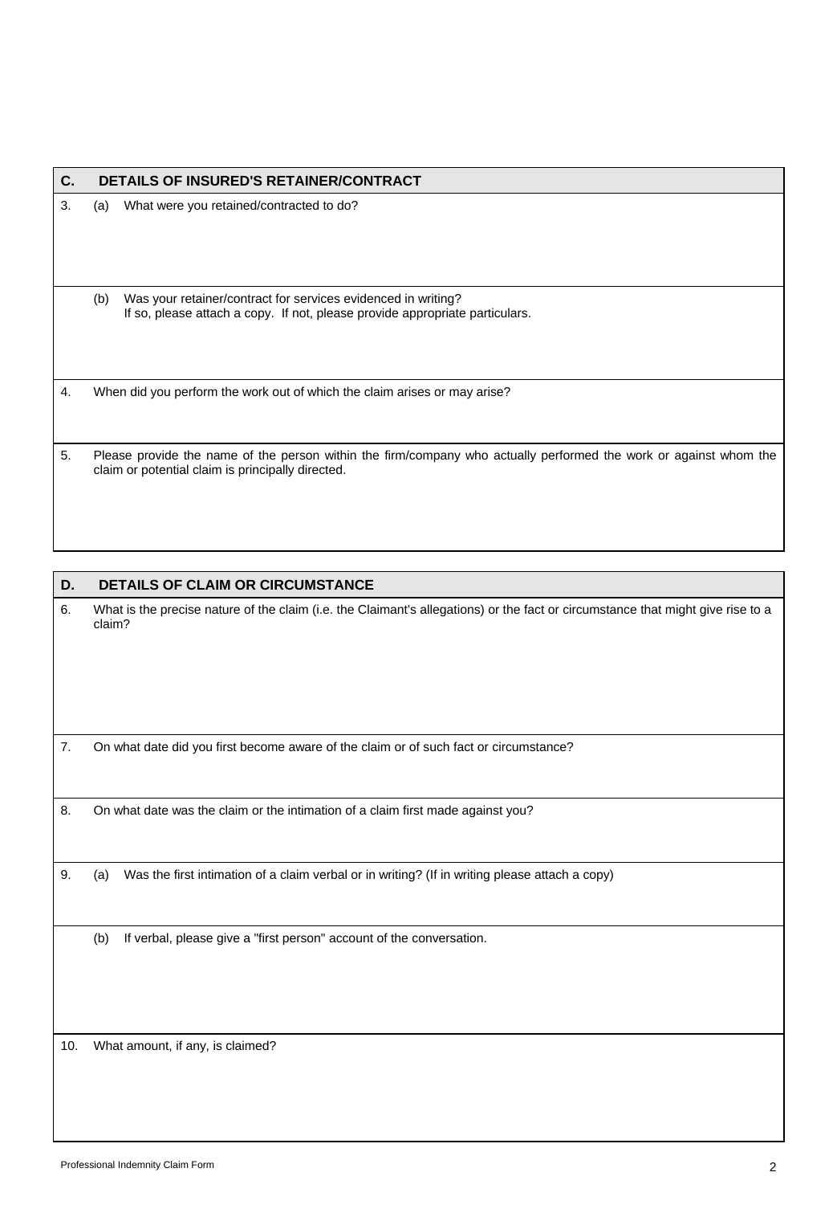## C. DETAILS OF INSURED'S RETAINER/CONTRACT

3. (a) What were you retained/contracted to do?

   (b) Was your retainer/contract for services evidenced in writing?
   If so, please attach a copy. If not, please provide appropriate particulars.

4. When did you perform the work out of which the claim arises or may arise?

5. Please provide the name of the person within the firm/company who actually performed the work or against whom the claim or potential claim is principally directed.

## D. DETAILS OF CLAIM OR CIRCUMSTANCE

6. What is the precise nature of the claim (i.e. the Claimant's allegations) or the fact or circumstance that might give rise to a claim?

7. On what date did you first become aware of the claim or of such fact or circumstance?

8. On what date was the claim or the intimation of a claim first made against you?

9. (a) Was the first intimation of a claim verbal or in writing? (If in writing please attach a copy)

   (b) If verbal, please give a "first person" account of the conversation.

10. What amount, if any, is claimed?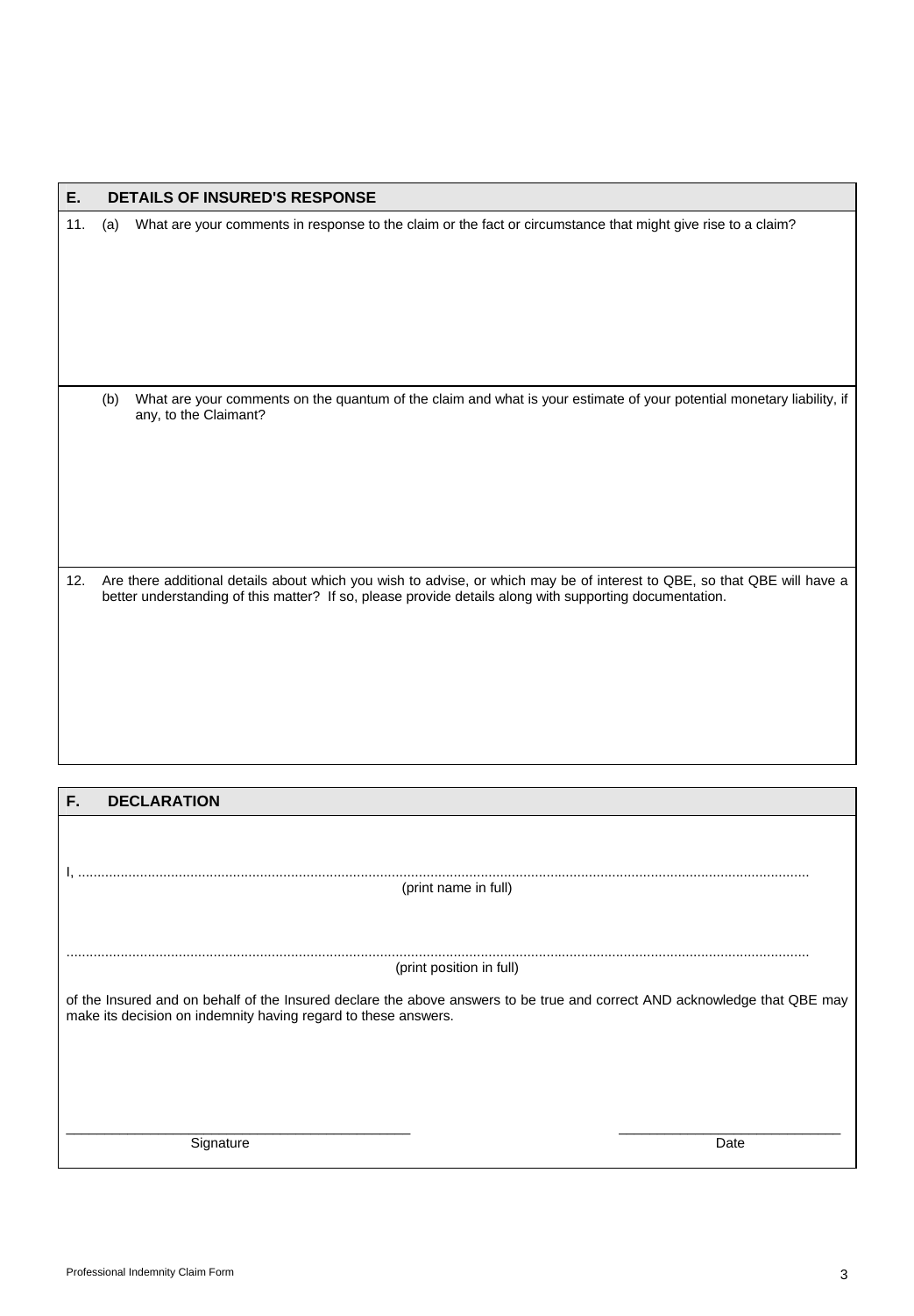## E. DETAILS OF INSURED'S RESPONSE

11. (a) What are your comments in response to the claim or the fact or circumstance that might give rise to a claim?

    (b) What are your comments on the quantum of the claim and what is your estimate of your potential monetary liability, if any, to the Claimant?

12. Are there additional details about which you wish to advise, or which may be of interest to QBE, so that QBE will have a better understanding of this matter? If so, please provide details along with supporting documentation.

## F. DECLARATION

I, ...........................................................................................................................................................................

(print name in full)

...........................................................................................................................................................................

(print position in full)

of the Insured and on behalf of the Insured declare the above answers to be true and correct AND acknowledge that QBE may make its decision on indemnity having regard to these answers.

_____________________________________________ Signature

_____________________________ Date

Professional Indemnity Claim Form